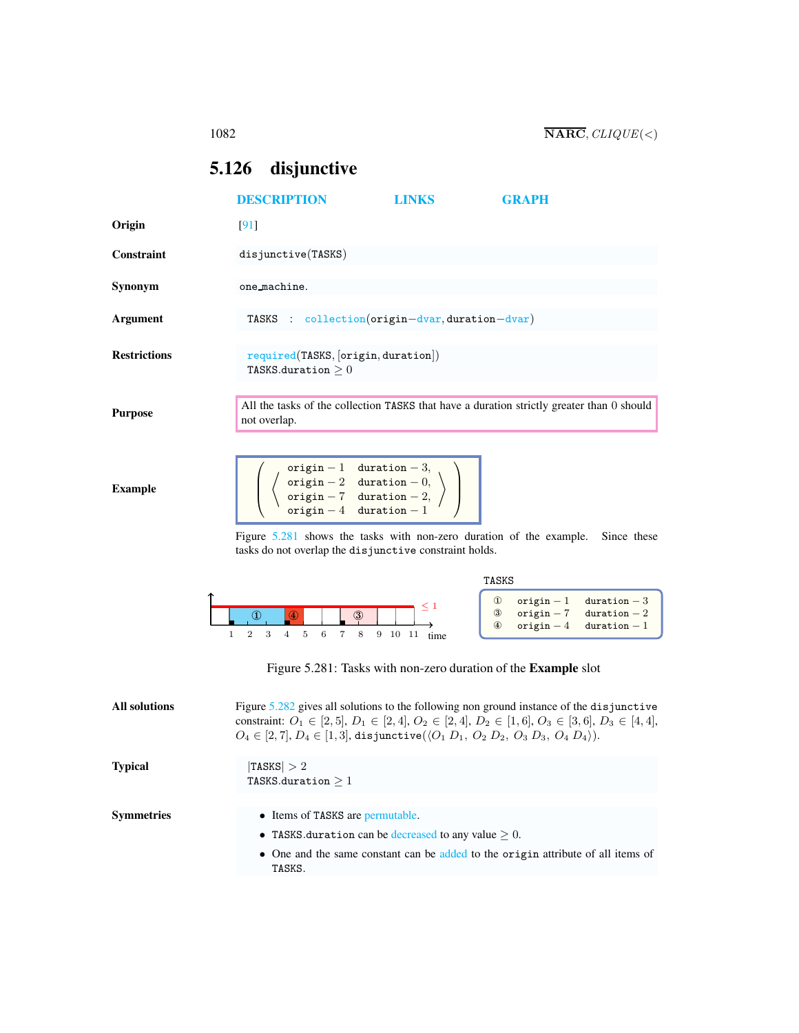# 5.126 disjunctive

DESCRIPTION LINKS GRAPH

**Origin** [91]

**Constraint** disjunctive(TASKS)

**Synonym** one_machine.

**Argument** TASKS : collection(origin−dvar, duration−dvar)

**Restrictions** required(TASKS, [origin, duration])
TASKS.duration $\geq 0$

**Purpose** All the tasks of the collection TASKS that have a duration strictly greater than 0 should not overlap.

**Example**

$$\left(\left\langle\begin{array}{ll}\text{origin} - 1 & \text{duration} - 3,\\ \text{origin} - 2 & \text{duration} - 0,\\ \text{origin} - 7 & \text{duration} - 2,\\ \text{origin} - 4 & \text{duration} - 1\end{array}\right\rangle\right)$$

Figure 5.281 shows the tasks with non-zero duration of the example. Since these tasks do not overlap the disjunctive constraint holds.

TASKS

| | origin | duration |
|---|---|---|
| ① | origin − 1 | duration − 3 |
| ③ | origin − 7 | duration − 2 |
| ④ | origin − 4 | duration − 1 |

Figure 5.281: Tasks with non-zero duration of the **Example** slot

**All solutions** Figure 5.282 gives all solutions to the following non ground instance of the disjunctive constraint: $O_1 \in [2,5]$, $D_1 \in [2,4]$, $O_2 \in [2,4]$, $D_2 \in [1,6]$, $O_3 \in [3,6]$, $D_3 \in [4,4]$, $O_4 \in [2,7]$, $D_4 \in [1,3]$, disjunctive($\langle O_1\ D_1,\ O_2\ D_2,\ O_3\ D_3,\ O_4\ D_4\rangle$).

**Typical** $|\text{TASKS}| > 2$
TASKS.duration $\geq 1$

**Symmetries**

- Items of TASKS are permutable.
- TASKS.duration can be decreased to any value $\geq 0$.
- One and the same constant can be added to the origin attribute of all items of TASKS.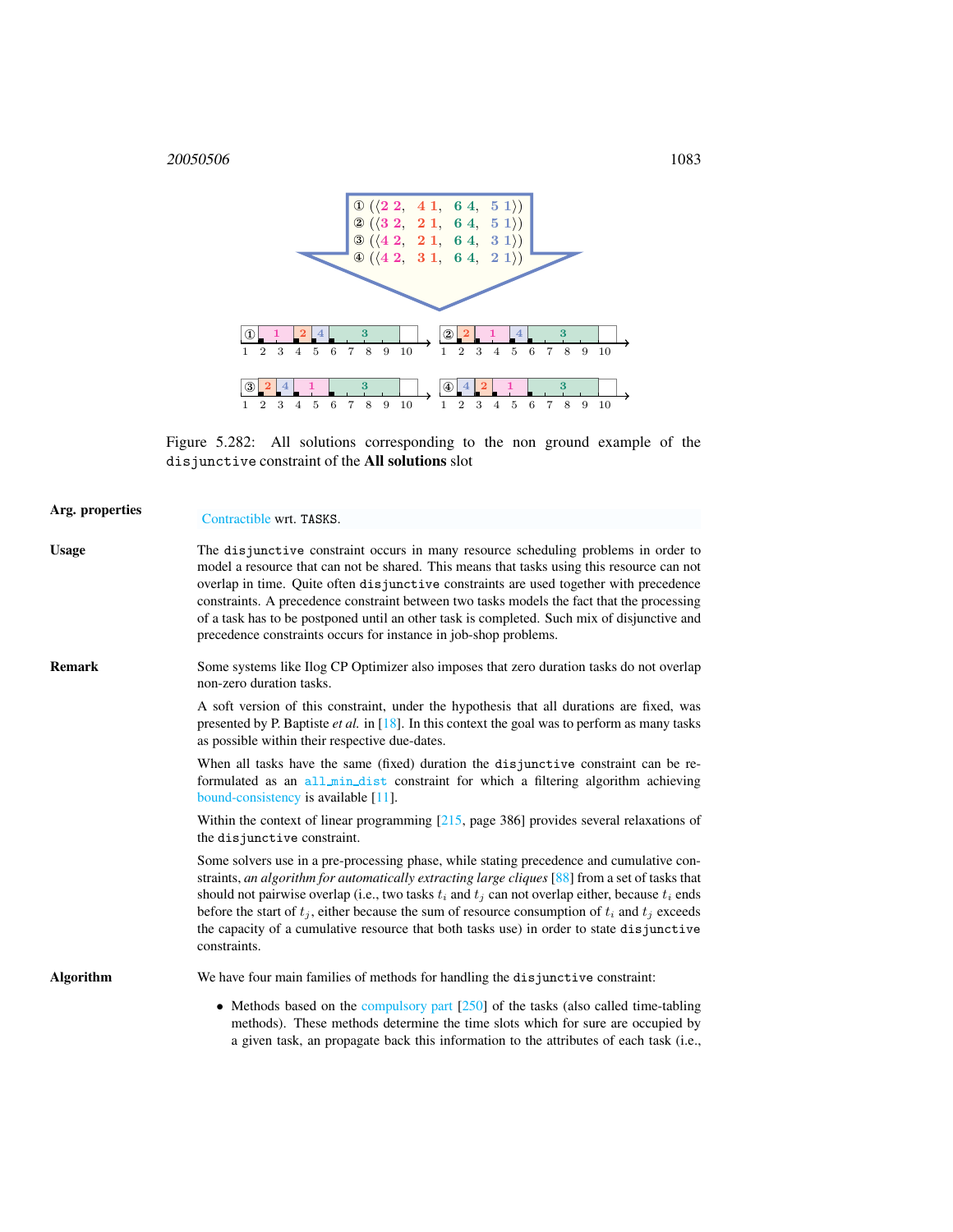① (⟨2 2, 4 1, 6 4, 5 1⟩)
② (⟨3 2, 2 1, 6 4, 5 1⟩)
③ (⟨4 2, 2 1, 6 4, 3 1⟩)
④ (⟨4 2, 3 1, 6 4, 2 1⟩)

Figure 5.282: All solutions corresponding to the non ground example of the `disjunctive` constraint of the **All solutions** slot

**Arg. properties**

Contractible wrt. `TASKS`.

**Usage**

The `disjunctive` constraint occurs in many resource scheduling problems in order to model a resource that can not be shared. This means that tasks using this resource can not overlap in time. Quite often `disjunctive` constraints are used together with precedence constraints. A precedence constraint between two tasks models the fact that the processing of a task has to be postponed until an other task is completed. Such mix of disjunctive and precedence constraints occurs for instance in job-shop problems.

**Remark**

Some systems like Ilog CP Optimizer also imposes that zero duration tasks do not overlap non-zero duration tasks.

A soft version of this constraint, under the hypothesis that all durations are fixed, was presented by P. Baptiste *et al.* in [18]. In this context the goal was to perform as many tasks as possible within their respective due-dates.

When all tasks have the same (fixed) duration the `disjunctive` constraint can be reformulated as an `all_min_dist` constraint for which a filtering algorithm achieving bound-consistency is available [11].

Within the context of linear programming [215, page 386] provides several relaxations of the `disjunctive` constraint.

Some solvers use in a pre-processing phase, while stating precedence and cumulative constraints, *an algorithm for automatically extracting large cliques* [88] from a set of tasks that should not pairwise overlap (i.e., two tasks $t_i$ and $t_j$ can not overlap either, because $t_i$ ends before the start of $t_j$, either because the sum of resource consumption of $t_i$ and $t_j$ exceeds the capacity of a cumulative resource that both tasks use) in order to state `disjunctive` constraints.

**Algorithm**

We have four main families of methods for handling the `disjunctive` constraint:

- Methods based on the compulsory part [250] of the tasks (also called time-tabling methods). These methods determine the time slots which for sure are occupied by a given task, an propagate back this information to the attributes of each task (i.e.,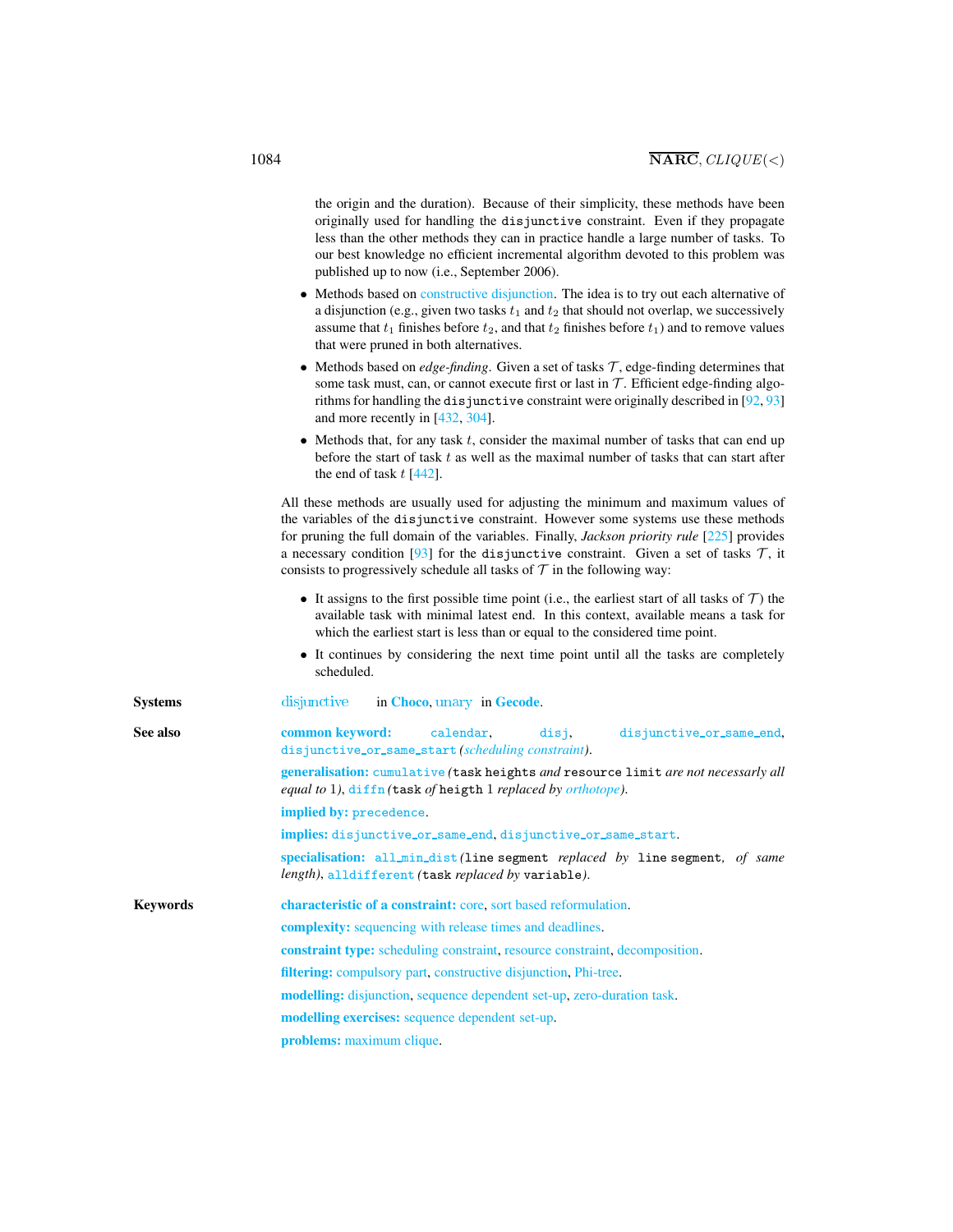the origin and the duration). Because of their simplicity, these methods have been originally used for handling the disjunctive constraint. Even if they propagate less than the other methods they can in practice handle a large number of tasks. To our best knowledge no efficient incremental algorithm devoted to this problem was published up to now (i.e., September 2006).

- Methods based on constructive disjunction. The idea is to try out each alternative of a disjunction (e.g., given two tasks $t_1$ and $t_2$ that should not overlap, we successively assume that $t_1$ finishes before $t_2$, and that $t_2$ finishes before $t_1$) and to remove values that were pruned in both alternatives.
- Methods based on *edge-finding*. Given a set of tasks $\mathcal{T}$, edge-finding determines that some task must, can, or cannot execute first or last in $\mathcal{T}$. Efficient edge-finding algorithms for handling the disjunctive constraint were originally described in [92, 93] and more recently in [432, 304].
- Methods that, for any task $t$, consider the maximal number of tasks that can end up before the start of task $t$ as well as the maximal number of tasks that can start after the end of task $t$ [442].

All these methods are usually used for adjusting the minimum and maximum values of the variables of the disjunctive constraint. However some systems use these methods for pruning the full domain of the variables. Finally, *Jackson priority rule* [225] provides a necessary condition [93] for the disjunctive constraint. Given a set of tasks $\mathcal{T}$, it consists to progressively schedule all tasks of $\mathcal{T}$ in the following way:

- It assigns to the first possible time point (i.e., the earliest start of all tasks of $\mathcal{T}$) the available task with minimal latest end. In this context, available means a task for which the earliest start is less than or equal to the considered time point.
- It continues by considering the next time point until all the tasks are completely scheduled.

**Systems** disjunctive in **Choco**, unary in **Gecode**.

**See also**

**common keyword:** calendar, disj, disjunctive_or_same_end, disjunctive_or_same_start *(scheduling constraint)*.

**generalisation:** cumulative *(*task heights *and* resource limit *are not necessarly all equal to* 1*)*, diffn *(*task *of* heigth 1 *replaced by orthotope)*.

**implied by:** precedence.

**implies:** disjunctive_or_same_end, disjunctive_or_same_start.

**specialisation:** all_min_dist *(*line segment *replaced by* line segment*, of same length)*, alldifferent *(*task *replaced by* variable*)*.

**Keywords**

**characteristic of a constraint:** core, sort based reformulation.

**complexity:** sequencing with release times and deadlines.

**constraint type:** scheduling constraint, resource constraint, decomposition.

**filtering:** compulsory part, constructive disjunction, Phi-tree.

**modelling:** disjunction, sequence dependent set-up, zero-duration task.

**modelling exercises:** sequence dependent set-up.

**problems:** maximum clique.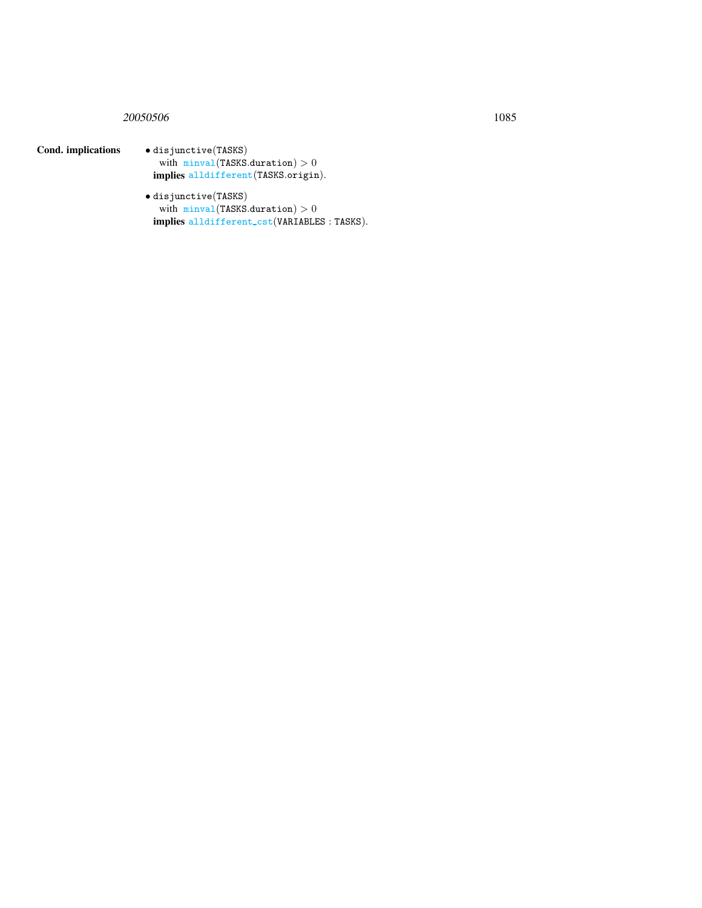**Cond. implications**

- disjunctive(TASKS)
  with minval(TASKS.duration) $> 0$
  **implies** alldifferent(TASKS.origin).

- disjunctive(TASKS)
  with minval(TASKS.duration) $> 0$
  **implies** alldifferent_cst(VARIABLES : TASKS).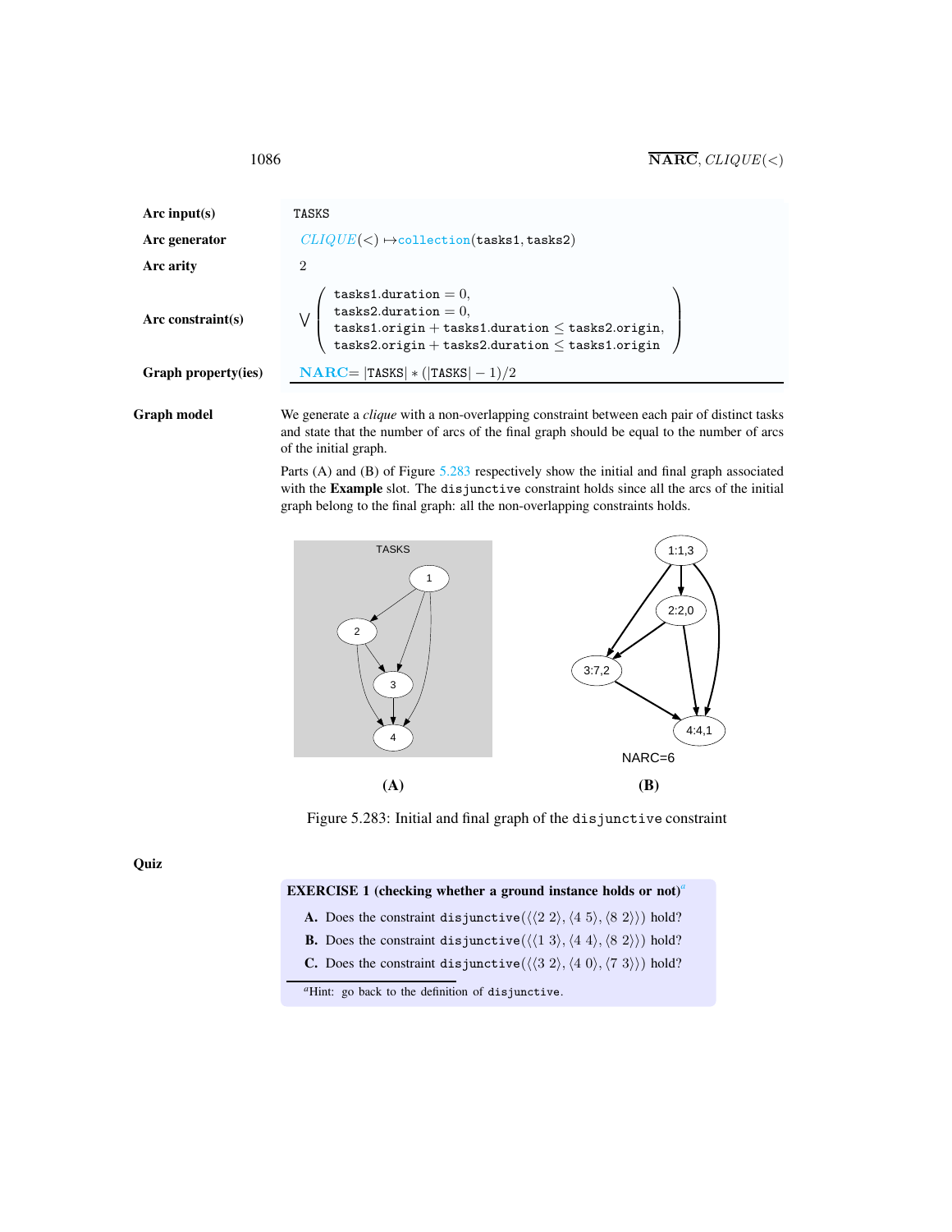| | |
|---|---|
| **Arc input(s)** | TASKS |
| **Arc generator** | $CLIQUE(<) \mapsto$ collection(tasks1, tasks2) |
| **Arc arity** | 2 |
| **Arc constraint(s)** | $\bigvee \left( \begin{array}{l} \texttt{tasks1.duration} = 0, \\ \texttt{tasks2.duration} = 0, \\ \texttt{tasks1.origin} + \texttt{tasks1.duration} \leq \texttt{tasks2.origin}, \\ \texttt{tasks2.origin} + \texttt{tasks2.duration} \leq \texttt{tasks1.origin} \end{array} \right)$ |
| **Graph property(ies)** | $\mathbf{NARC} = \lvert\texttt{TASKS}\rvert * (\lvert\texttt{TASKS}\rvert - 1)/2$ |

**Graph model**

We generate a *clique* with a non-overlapping constraint between each pair of distinct tasks and state that the number of arcs of the final graph should be equal to the number of arcs of the initial graph.

Parts (A) and (B) of Figure 5.283 respectively show the initial and final graph associated with the **Example** slot. The disjunctive constraint holds since all the arcs of the initial graph belong to the final graph: all the non-overlapping constraints holds.

Figure 5.283: Initial and final graph of the disjunctive constraint

**Quiz**

**EXERCISE 1 (checking whether a ground instance holds or not)**[a]

**A.** Does the constraint disjunctive$(\langle\langle 2\ 2\rangle, \langle 4\ 5\rangle, \langle 8\ 2\rangle\rangle)$ hold?

**B.** Does the constraint disjunctive$(\langle\langle 1\ 3\rangle, \langle 4\ 4\rangle, \langle 8\ 2\rangle\rangle)$ hold?

**C.** Does the constraint disjunctive$(\langle\langle 3\ 2\rangle, \langle 4\ 0\rangle, \langle 7\ 3\rangle\rangle)$ hold?

[a] Hint: go back to the definition of disjunctive.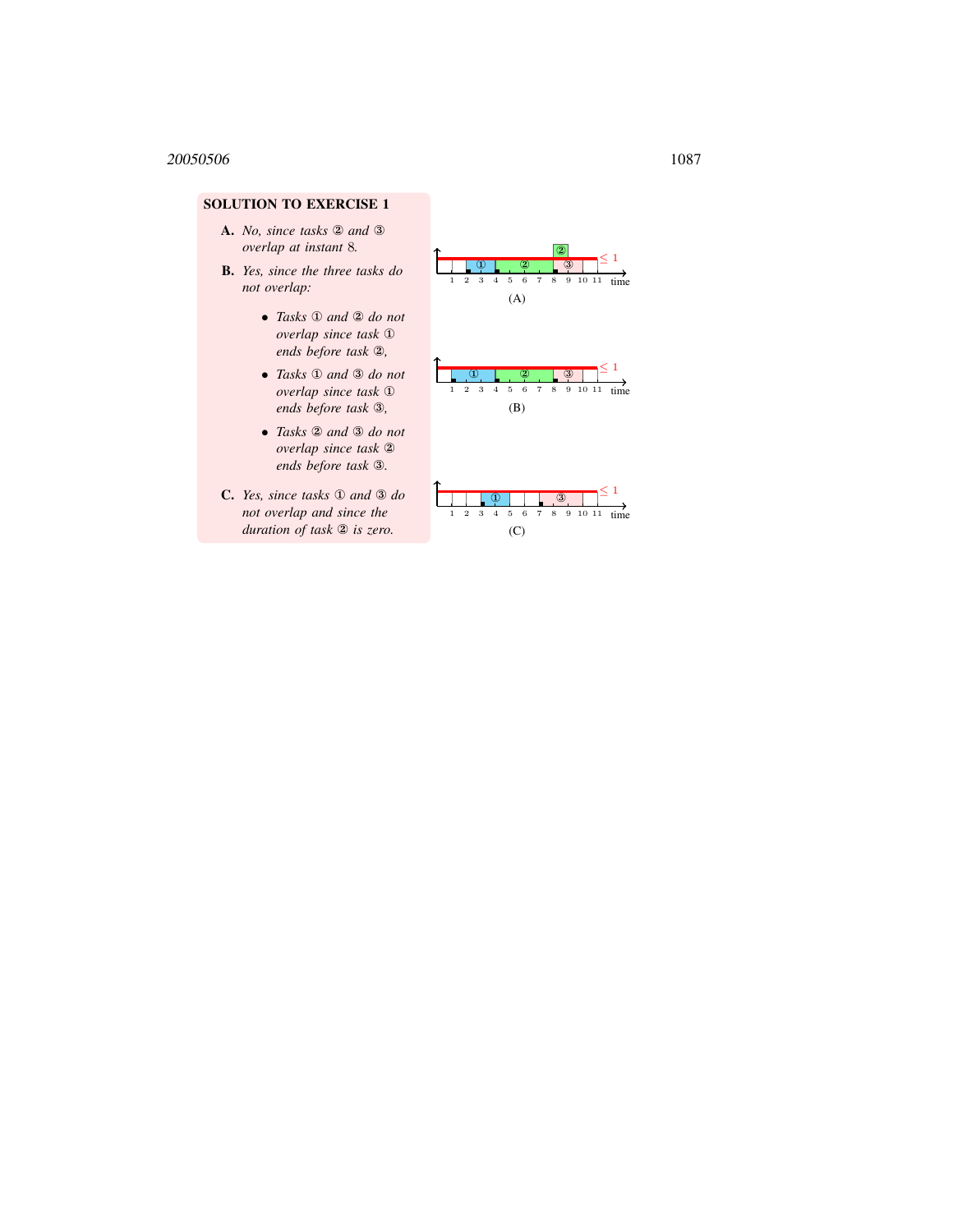**SOLUTION TO EXERCISE 1**

**A.** *No, since tasks ② and ③ overlap at instant 8.*

**B.** *Yes, since the three tasks do not overlap:*

- *Tasks ① and ② do not overlap since task ① ends before task ②,*
- *Tasks ① and ③ do not overlap since task ① ends before task ③,*
- *Tasks ② and ③ do not overlap since task ② ends before task ③.*

**C.** *Yes, since tasks ① and ③ do not overlap and since the duration of task ② is zero.*

② 
$\leq 1$
① ② ③
1 2 3 4 5 6 7 8 9 10 11 time
(A)

$\leq 1$
① ② ③
1 2 3 4 5 6 7 8 9 10 11 time
(B)

$\leq 1$
① ③
1 2 3 4 5 6 7 8 9 10 11 time
(C)